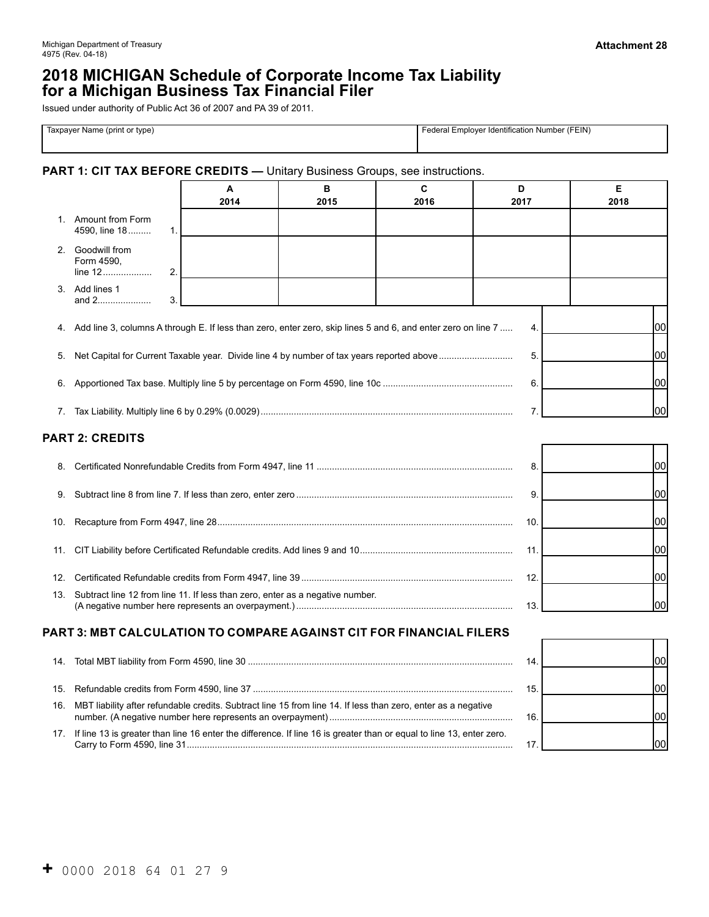Michigan Department of Treasury
4975 (Rev. 04-18)

**Attachment 28**

# 2018 MICHIGAN Schedule of Corporate Income Tax Liability for a Michigan Business Tax Financial Filer

Issued under authority of Public Act 36 of 2007 and PA 39 of 2011.

| Taxpayer Name (print or type) | Federal Employer Identification Number (FEIN) |
|---|---|
| | |

## PART 1: CIT TAX BEFORE CREDITS — Unitary Business Groups, see instructions.

| | A 2014 | B 2015 | C 2016 | D 2017 | E 2018 |
|---|---|---|---|---|---|
| 1. Amount from Form 4590, line 18 ......... 1. | | | | | |
| 2. Goodwill from Form 4590, line 12 .................. 2. | | | | | |
| 3. Add lines 1 and 2.................... 3. | | | | | |

| | | |
|---|---|---|
| 4. Add line 3, columns A through E. If less than zero, enter zero, skip lines 5 and 6, and enter zero on line 7 ..... | 4. | 00 |
| 5. Net Capital for Current Taxable year. Divide line 4 by number of tax years reported above ............................ | 5. | 00 |
| 6. Apportioned Tax base. Multiply line 5 by percentage on Form 4590, line 10c .................................................. | 6. | 00 |
| 7. Tax Liability. Multiply line 6 by 0.29% (0.0029) ................................................................................. | 7. | 00 |

## PART 2: CREDITS

| | | |
|---|---|---|
| 8. Certificated Nonrefundable Credits from Form 4947, line 11 ........................................................................... | 8. | 00 |
| 9. Subtract line 8 from line 7. If less than zero, enter zero ................................................................................... | 9. | 00 |
| 10. Recapture from Form 4947, line 28 ................................................................................................. | 10. | 00 |
| 11. CIT Liability before Certificated Refundable credits. Add lines 9 and 10 .......................................................... | 11. | 00 |
| 12. Certificated Refundable credits from Form 4947, line 39 ................................................................................. | 12. | 00 |
| 13. Subtract line 12 from line 11. If less than zero, enter as a negative number. (A negative number here represents an overpayment.) .................................................................................... | 13. | 00 |

## PART 3: MBT CALCULATION TO COMPARE AGAINST CIT FOR FINANCIAL FILERS

| | | |
|---|---|---|
| 14. Total MBT liability from Form 4590, line 30 ....................................................................................................... | 14. | 00 |
| 15. Refundable credits from Form 4590, line 37 ..................................................................................................... | 15. | 00 |
| 16. MBT liability after refundable credits. Subtract line 15 from line 14. If less than zero, enter as a negative number. (A negative number here represents an overpayment) ....................................................................... | 16. | 00 |
| 17. If line 13 is greater than line 16 enter the difference. If line 16 is greater than or equal to line 13, enter zero. Carry to Form 4590, line 31 .............................................................................................................................. | 17. | 00 |

+ 0000 2018 64 01 27 9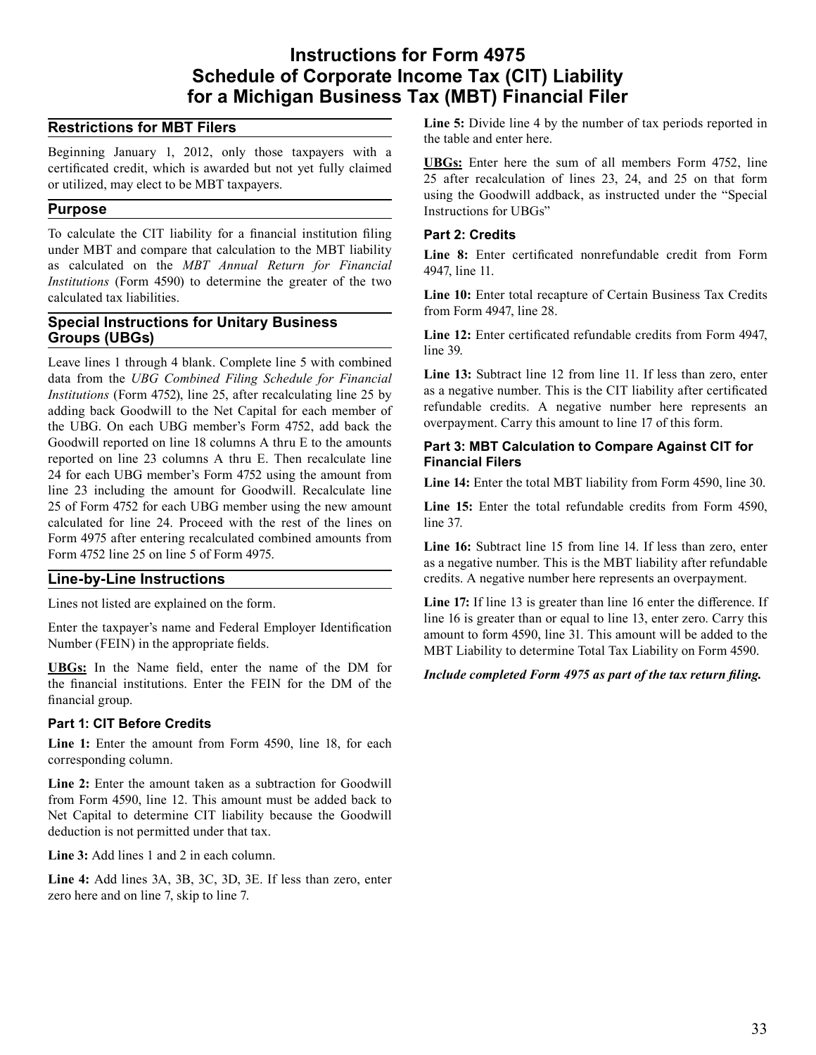# Instructions for Form 4975 Schedule of Corporate Income Tax (CIT) Liability for a Michigan Business Tax (MBT) Financial Filer

## Restrictions for MBT Filers

Beginning January 1, 2012, only those taxpayers with a certificated credit, which is awarded but not yet fully claimed or utilized, may elect to be MBT taxpayers.

## Purpose

To calculate the CIT liability for a financial institution filing under MBT and compare that calculation to the MBT liability as calculated on the *MBT Annual Return for Financial Institutions* (Form 4590) to determine the greater of the two calculated tax liabilities.

## Special Instructions for Unitary Business Groups (UBGs)

Leave lines 1 through 4 blank. Complete line 5 with combined data from the *UBG Combined Filing Schedule for Financial Institutions* (Form 4752), line 25, after recalculating line 25 by adding back Goodwill to the Net Capital for each member of the UBG. On each UBG member's Form 4752, add back the Goodwill reported on line 18 columns A thru E to the amounts reported on line 23 columns A thru E. Then recalculate line 24 for each UBG member's Form 4752 using the amount from line 23 including the amount for Goodwill. Recalculate line 25 of Form 4752 for each UBG member using the new amount calculated for line 24. Proceed with the rest of the lines on Form 4975 after entering recalculated combined amounts from Form 4752 line 25 on line 5 of Form 4975.

## Line-by-Line Instructions

Lines not listed are explained on the form.

Enter the taxpayer's name and Federal Employer Identification Number (FEIN) in the appropriate fields.

**UBGs:** In the Name field, enter the name of the DM for the financial institutions. Enter the FEIN for the DM of the financial group.

### Part 1: CIT Before Credits

**Line 1:** Enter the amount from Form 4590, line 18, for each corresponding column.

**Line 2:** Enter the amount taken as a subtraction for Goodwill from Form 4590, line 12. This amount must be added back to Net Capital to determine CIT liability because the Goodwill deduction is not permitted under that tax.

**Line 3:** Add lines 1 and 2 in each column.

**Line 4:** Add lines 3A, 3B, 3C, 3D, 3E. If less than zero, enter zero here and on line 7, skip to line 7.

**Line 5:** Divide line 4 by the number of tax periods reported in the table and enter here.

**UBGs:** Enter here the sum of all members Form 4752, line 25 after recalculation of lines 23, 24, and 25 on that form using the Goodwill addback, as instructed under the "Special Instructions for UBGs"

### Part 2: Credits

**Line 8:** Enter certificated nonrefundable credit from Form 4947, line 11.

**Line 10:** Enter total recapture of Certain Business Tax Credits from Form 4947, line 28.

**Line 12:** Enter certificated refundable credits from Form 4947, line 39.

**Line 13:** Subtract line 12 from line 11. If less than zero, enter as a negative number. This is the CIT liability after certificated refundable credits. A negative number here represents an overpayment. Carry this amount to line 17 of this form.

### Part 3: MBT Calculation to Compare Against CIT for Financial Filers

**Line 14:** Enter the total MBT liability from Form 4590, line 30.

**Line 15:** Enter the total refundable credits from Form 4590, line 37.

**Line 16:** Subtract line 15 from line 14. If less than zero, enter as a negative number. This is the MBT liability after refundable credits. A negative number here represents an overpayment.

**Line 17:** If line 13 is greater than line 16 enter the difference. If line 16 is greater than or equal to line 13, enter zero. Carry this amount to form 4590, line 31. This amount will be added to the MBT Liability to determine Total Tax Liability on Form 4590.

***Include completed Form 4975 as part of the tax return filing.***